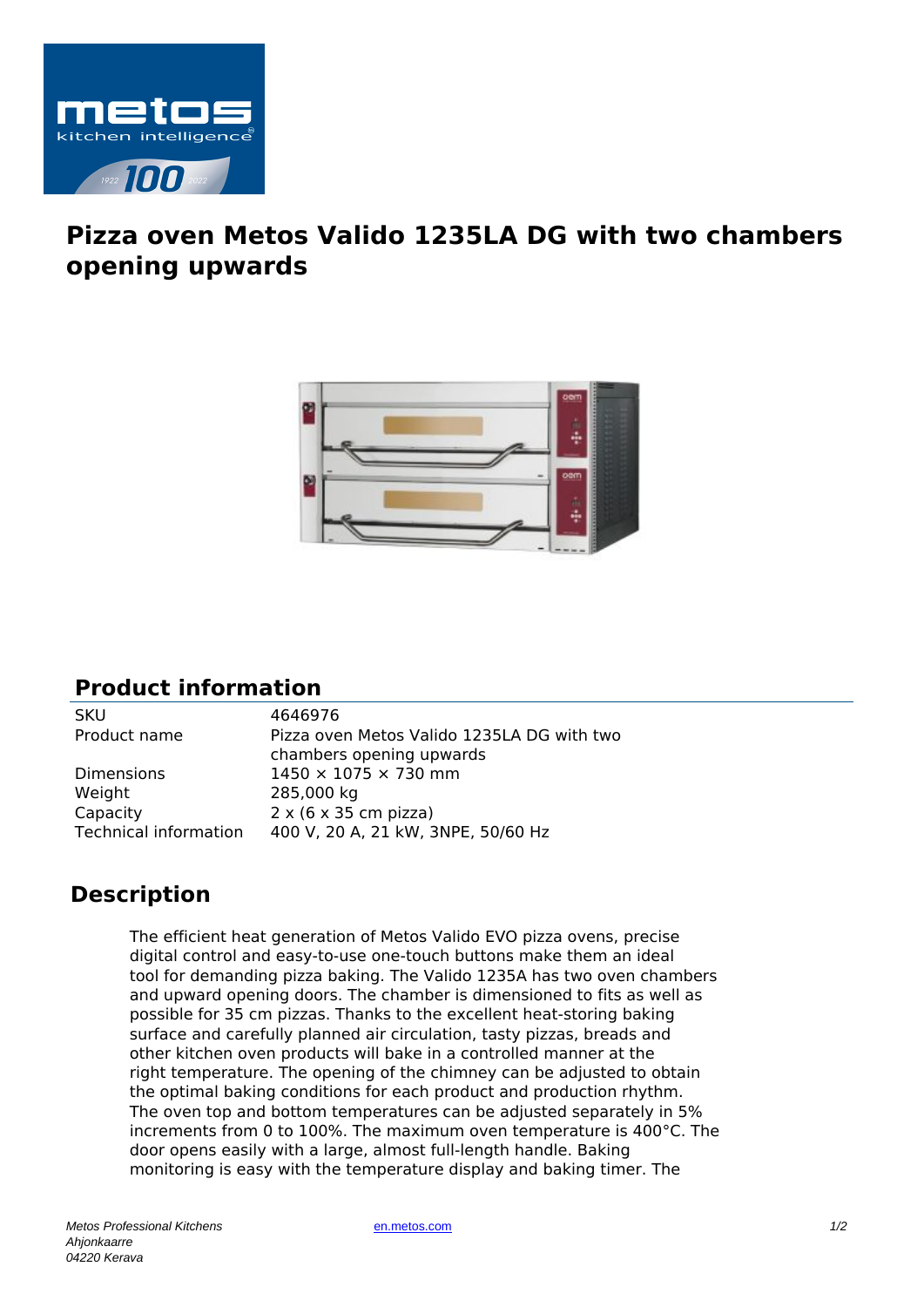# Pizza oven Metos Valido 1235LA DG with two chambers opening upwards

## Product information

| | |
|---|---|
| SKU | 4646976 |
| Product name | Pizza oven Metos Valido 1235LA DG with two chambers opening upwards |
| Dimensions | 1450 × 1075 × 730 mm |
| Weight | 285,000 kg |
| Capacity | 2 x (6 x 35 cm pizza) |
| Technical information | 400 V, 20 A, 21 kW, 3NPE, 50/60 Hz |

## Description

The efficient heat generation of Metos Valido EVO pizza ovens, precise digital control and easy-to-use one-touch buttons make them an ideal tool for demanding pizza baking. The Valido 1235A has two oven chambers and upward opening doors. The chamber is dimensioned to fits as well as possible for 35 cm pizzas. Thanks to the excellent heat-storing baking surface and carefully planned air circulation, tasty pizzas, breads and other kitchen oven products will bake in a controlled manner at the right temperature. The opening of the chimney can be adjusted to obtain the optimal baking conditions for each product and production rhythm. The oven top and bottom temperatures can be adjusted separately in 5% increments from 0 to 100%. The maximum oven temperature is 400°C. The door opens easily with a large, almost full-length handle. Baking monitoring is easy with the temperature display and baking timer. The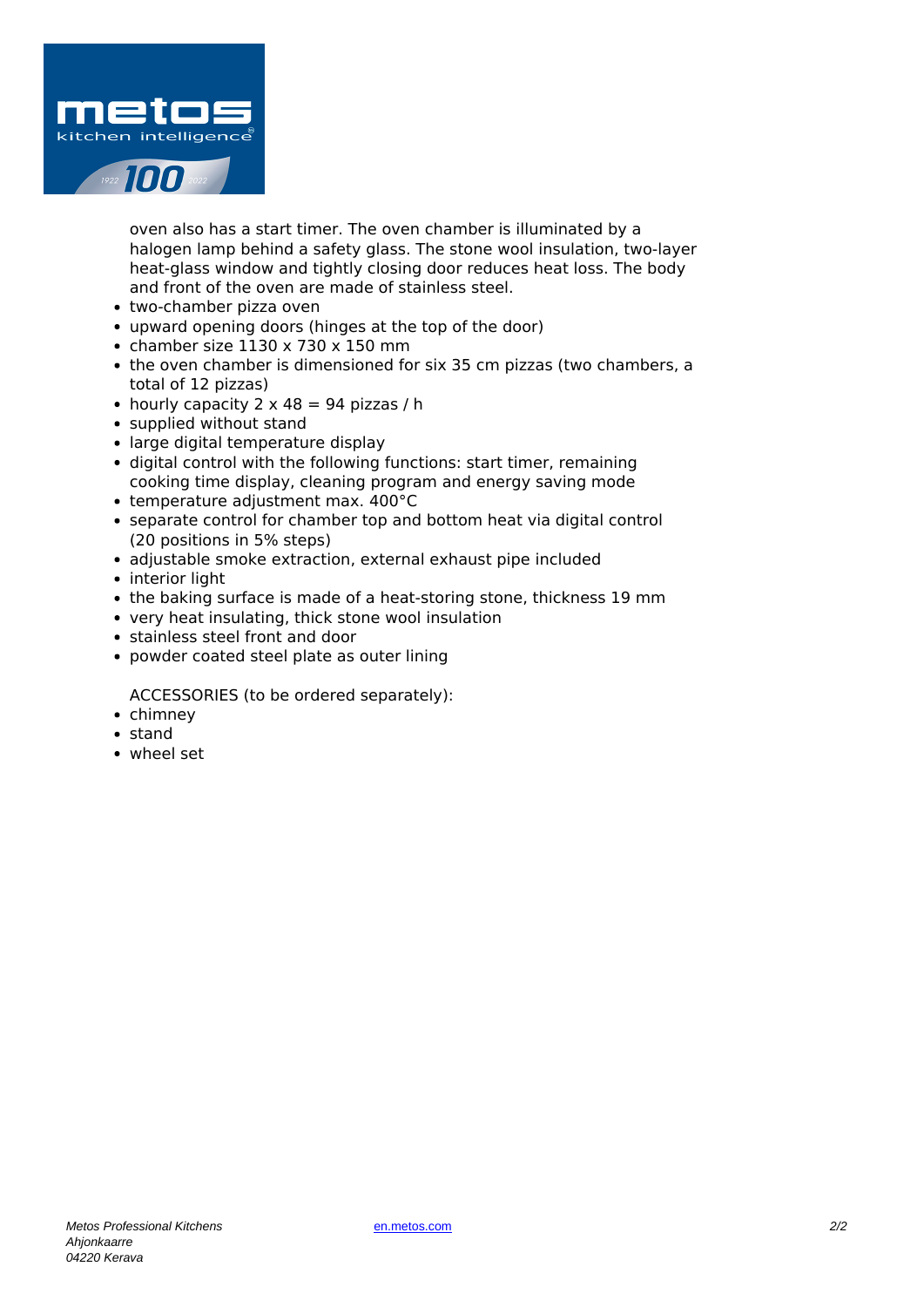oven also has a start timer. The oven chamber is illuminated by a halogen lamp behind a safety glass. The stone wool insulation, two-layer heat-glass window and tightly closing door reduces heat loss. The body and front of the oven are made of stainless steel.

- two-chamber pizza oven
- upward opening doors (hinges at the top of the door)
- chamber size 1130 x 730 x 150 mm
- the oven chamber is dimensioned for six 35 cm pizzas (two chambers, a total of 12 pizzas)
- hourly capacity 2 x 48 = 94 pizzas / h
- supplied without stand
- large digital temperature display
- digital control with the following functions: start timer, remaining cooking time display, cleaning program and energy saving mode
- temperature adjustment max. 400°C
- separate control for chamber top and bottom heat via digital control (20 positions in 5% steps)
- adjustable smoke extraction, external exhaust pipe included
- interior light
- the baking surface is made of a heat-storing stone, thickness 19 mm
- very heat insulating, thick stone wool insulation
- stainless steel front and door
- powder coated steel plate as outer lining

ACCESSORIES (to be ordered separately):

- chimney
- stand
- wheel set